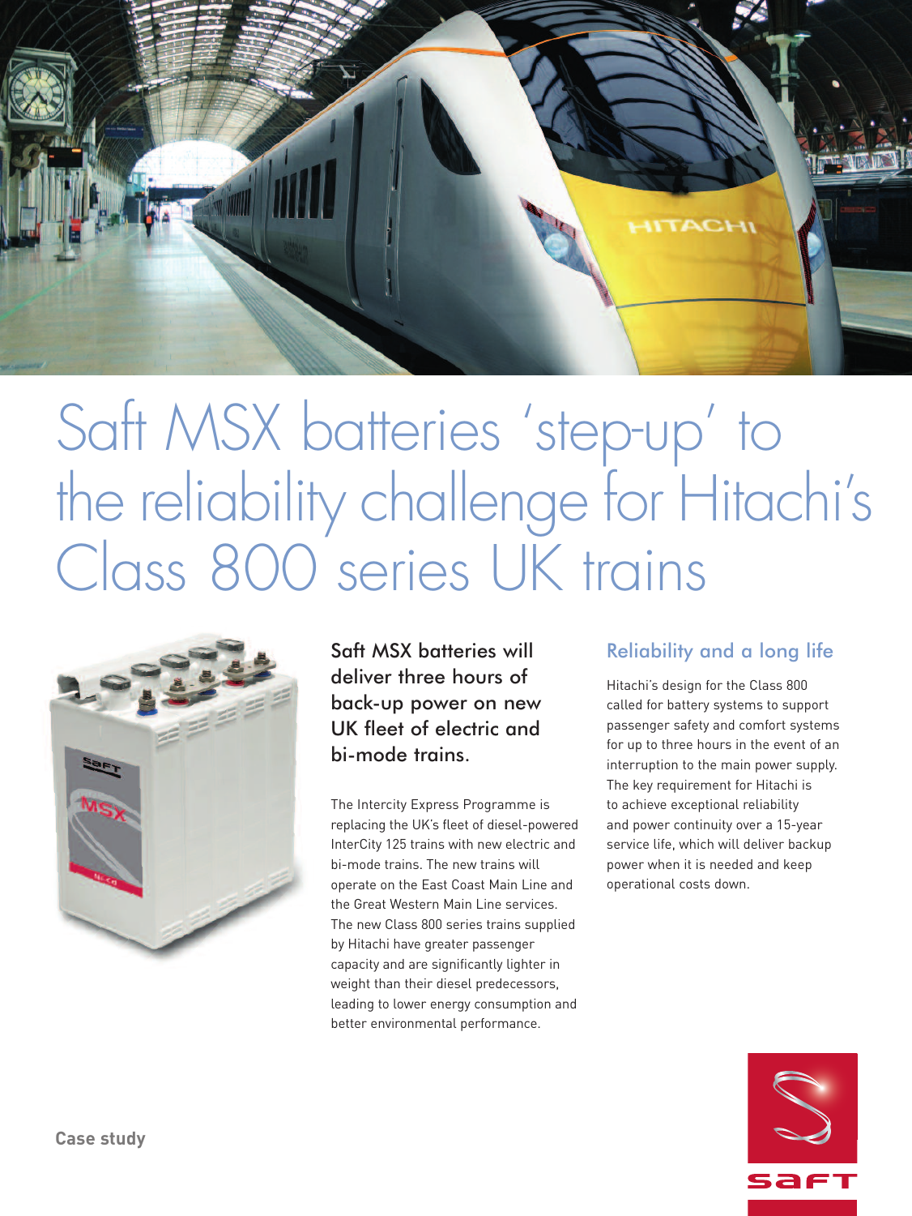# Saft MSX batteries 'step-up' to the reliability challenge for Hitachi's Class 800 series UK trains

### Saft MSX batteries will deliver three hours of back-up power on new UK fleet of electric and bi-mode trains.

The Intercity Express Programme is replacing the UK's fleet of diesel-powered InterCity 125 trains with new electric and bi-mode trains. The new trains will operate on the East Coast Main Line and the Great Western Main Line services. The new Class 800 series trains supplied by Hitachi have greater passenger capacity and are significantly lighter in weight than their diesel predecessors, leading to lower energy consumption and better environmental performance.

## Reliability and a long life

Hitachi's design for the Class 800 called for battery systems to support passenger safety and comfort systems for up to three hours in the event of an interruption to the main power supply. The key requirement for Hitachi is to achieve exceptional reliability and power continuity over a 15-year service life, which will deliver backup power when it is needed and keep operational costs down.

Case study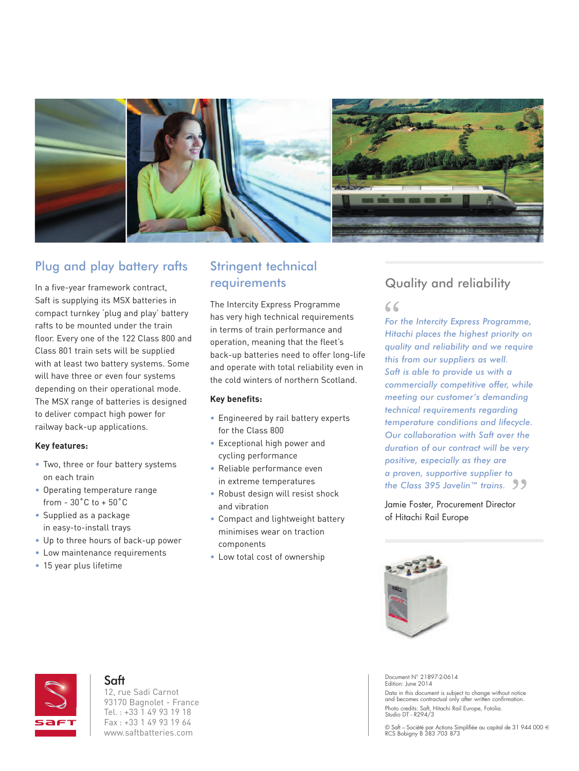## Plug and play battery rafts

In a five-year framework contract, Saft is supplying its MSX batteries in compact turnkey 'plug and play' battery rafts to be mounted under the train floor. Every one of the 122 Class 800 and Class 801 train sets will be supplied with at least two battery systems. Some will have three or even four systems depending on their operational mode. The MSX range of batteries is designed to deliver compact high power for railway back-up applications.

**Key features:**

- Two, three or four battery systems on each train
- Operating temperature range from - 30°C to + 50°C
- Supplied as a package in easy-to-install trays
- Up to three hours of back-up power
- Low maintenance requirements
- 15 year plus lifetime

## Stringent technical requirements

The Intercity Express Programme has very high technical requirements in terms of train performance and operation, meaning that the fleet's back-up batteries need to offer long-life and operate with total reliability even in the cold winters of northern Scotland.

**Key benefits:**

- Engineered by rail battery experts for the Class 800
- Exceptional high power and cycling performance
- Reliable performance even in extreme temperatures
- Robust design will resist shock and vibration
- Compact and lightweight battery minimises wear on traction components
- Low total cost of ownership

## Quality and reliability

*"For the Intercity Express Programme, Hitachi places the highest priority on quality and reliability and we require this from our suppliers as well. Saft is able to provide us with a commercially competitive offer, while meeting our customer's demanding technical requirements regarding temperature conditions and lifecycle. Our collaboration with Saft over the duration of our contract will be very positive, especially as they are a proven, supportive supplier to the Class 395 Javelin™ trains."*

Jamie Foster, Procurement Director of Hitachi Rail Europe

**Saft**
12, rue Sadi Carnot
93170 Bagnolet - France
Tel. : +33 1 49 93 19 18
Fax : +33 1 49 93 19 64
www.saftbatteries.com

Document N° 21897-2-0614
Edition: June 2014

Data in this document is subject to change without notice and becomes contractual only after written confirmation.

Photo credits: Saft, Hitachi Rail Europe, Fotolia.
Studio DT - R294/3

© Saft – Société par Actions Simplifiée au capital de 31 944 000 €
RCS Bobigny B 383 703 873